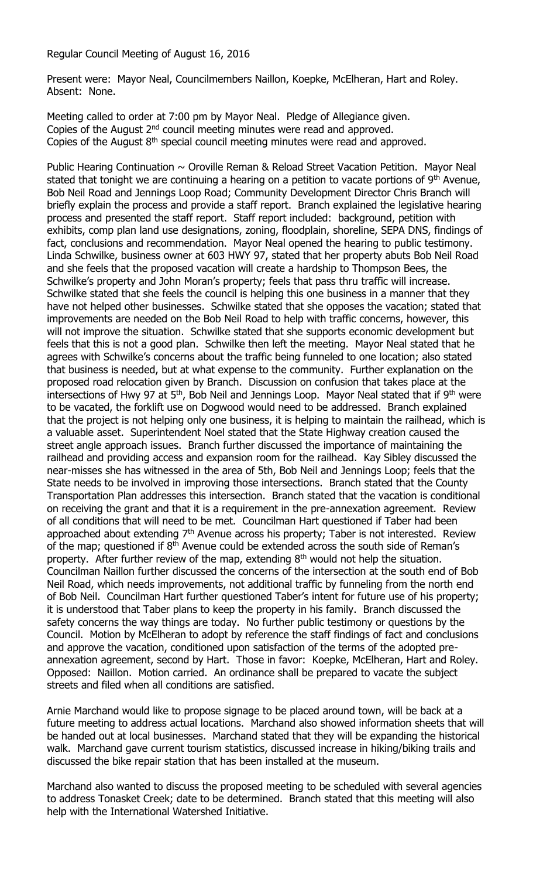Regular Council Meeting of August 16, 2016

Present were: Mayor Neal, Councilmembers Naillon, Koepke, McElheran, Hart and Roley. Absent: None.

Meeting called to order at 7:00 pm by Mayor Neal. Pledge of Allegiance given.
Copies of the August 2nd council meeting minutes were read and approved.
Copies of the August 8th special council meeting minutes were read and approved.

Public Hearing Continuation ~ Oroville Reman & Reload Street Vacation Petition. Mayor Neal stated that tonight we are continuing a hearing on a petition to vacate portions of 9th Avenue, Bob Neil Road and Jennings Loop Road; Community Development Director Chris Branch will briefly explain the process and provide a staff report. Branch explained the legislative hearing process and presented the staff report. Staff report included: background, petition with exhibits, comp plan land use designations, zoning, floodplain, shoreline, SEPA DNS, findings of fact, conclusions and recommendation. Mayor Neal opened the hearing to public testimony. Linda Schwilke, business owner at 603 HWY 97, stated that her property abuts Bob Neil Road and she feels that the proposed vacation will create a hardship to Thompson Bees, the Schwilke's property and John Moran's property; feels that pass thru traffic will increase. Schwilke stated that she feels the council is helping this one business in a manner that they have not helped other businesses. Schwilke stated that she opposes the vacation; stated that improvements are needed on the Bob Neil Road to help with traffic concerns, however, this will not improve the situation. Schwilke stated that she supports economic development but feels that this is not a good plan. Schwilke then left the meeting. Mayor Neal stated that he agrees with Schwilke's concerns about the traffic being funneled to one location; also stated that business is needed, but at what expense to the community. Further explanation on the proposed road relocation given by Branch. Discussion on confusion that takes place at the intersections of Hwy 97 at 5th, Bob Neil and Jennings Loop. Mayor Neal stated that if 9th were to be vacated, the forklift use on Dogwood would need to be addressed. Branch explained that the project is not helping only one business, it is helping to maintain the railhead, which is a valuable asset. Superintendent Noel stated that the State Highway creation caused the street angle approach issues. Branch further discussed the importance of maintaining the railhead and providing access and expansion room for the railhead. Kay Sibley discussed the near-misses she has witnessed in the area of 5th, Bob Neil and Jennings Loop; feels that the State needs to be involved in improving those intersections. Branch stated that the County Transportation Plan addresses this intersection. Branch stated that the vacation is conditional on receiving the grant and that it is a requirement in the pre-annexation agreement. Review of all conditions that will need to be met. Councilman Hart questioned if Taber had been approached about extending 7th Avenue across his property; Taber is not interested. Review of the map; questioned if 8th Avenue could be extended across the south side of Reman's property. After further review of the map, extending 8th would not help the situation. Councilman Naillon further discussed the concerns of the intersection at the south end of Bob Neil Road, which needs improvements, not additional traffic by funneling from the north end of Bob Neil. Councilman Hart further questioned Taber's intent for future use of his property; it is understood that Taber plans to keep the property in his family. Branch discussed the safety concerns the way things are today. No further public testimony or questions by the Council. Motion by McElheran to adopt by reference the staff findings of fact and conclusions and approve the vacation, conditioned upon satisfaction of the terms of the adopted pre-annexation agreement, second by Hart. Those in favor: Koepke, McElheran, Hart and Roley. Opposed: Naillon. Motion carried. An ordinance shall be prepared to vacate the subject streets and filed when all conditions are satisfied.

Arnie Marchand would like to propose signage to be placed around town, will be back at a future meeting to address actual locations. Marchand also showed information sheets that will be handed out at local businesses. Marchand stated that they will be expanding the historical walk. Marchand gave current tourism statistics, discussed increase in hiking/biking trails and discussed the bike repair station that has been installed at the museum.

Marchand also wanted to discuss the proposed meeting to be scheduled with several agencies to address Tonasket Creek; date to be determined. Branch stated that this meeting will also help with the International Watershed Initiative.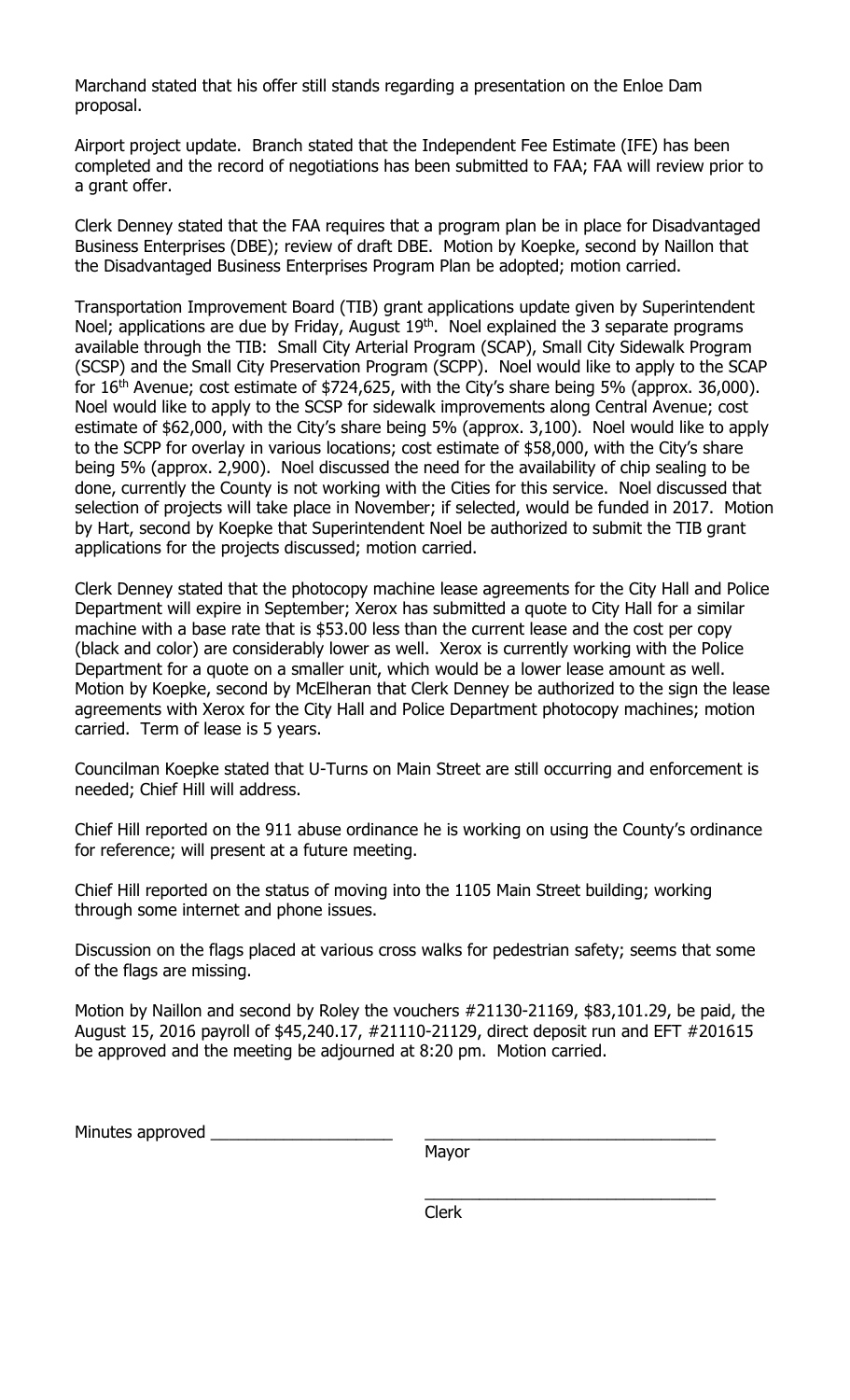Marchand stated that his offer still stands regarding a presentation on the Enloe Dam proposal.

Airport project update. Branch stated that the Independent Fee Estimate (IFE) has been completed and the record of negotiations has been submitted to FAA; FAA will review prior to a grant offer.

Clerk Denney stated that the FAA requires that a program plan be in place for Disadvantaged Business Enterprises (DBE); review of draft DBE. Motion by Koepke, second by Naillon that the Disadvantaged Business Enterprises Program Plan be adopted; motion carried.

Transportation Improvement Board (TIB) grant applications update given by Superintendent Noel; applications are due by Friday, August 19th. Noel explained the 3 separate programs available through the TIB: Small City Arterial Program (SCAP), Small City Sidewalk Program (SCSP) and the Small City Preservation Program (SCPP). Noel would like to apply to the SCAP for 16th Avenue; cost estimate of $724,625, with the City's share being 5% (approx. 36,000). Noel would like to apply to the SCSP for sidewalk improvements along Central Avenue; cost estimate of $62,000, with the City's share being 5% (approx. 3,100). Noel would like to apply to the SCPP for overlay in various locations; cost estimate of $58,000, with the City's share being 5% (approx. 2,900). Noel discussed the need for the availability of chip sealing to be done, currently the County is not working with the Cities for this service. Noel discussed that selection of projects will take place in November; if selected, would be funded in 2017. Motion by Hart, second by Koepke that Superintendent Noel be authorized to submit the TIB grant applications for the projects discussed; motion carried.

Clerk Denney stated that the photocopy machine lease agreements for the City Hall and Police Department will expire in September; Xerox has submitted a quote to City Hall for a similar machine with a base rate that is $53.00 less than the current lease and the cost per copy (black and color) are considerably lower as well. Xerox is currently working with the Police Department for a quote on a smaller unit, which would be a lower lease amount as well. Motion by Koepke, second by McElheran that Clerk Denney be authorized to the sign the lease agreements with Xerox for the City Hall and Police Department photocopy machines; motion carried. Term of lease is 5 years.

Councilman Koepke stated that U-Turns on Main Street are still occurring and enforcement is needed; Chief Hill will address.

Chief Hill reported on the 911 abuse ordinance he is working on using the County's ordinance for reference; will present at a future meeting.

Chief Hill reported on the status of moving into the 1105 Main Street building; working through some internet and phone issues.

Discussion on the flags placed at various cross walks for pedestrian safety; seems that some of the flags are missing.

Motion by Naillon and second by Roley the vouchers #21130-21169, $83,101.29, be paid, the August 15, 2016 payroll of $45,240.17, #21110-21129, direct deposit run and EFT #201615 be approved and the meeting be adjourned at 8:20 pm. Motion carried.

Minutes approved ____________________  ________________________________
Mayor

________________________________
Clerk